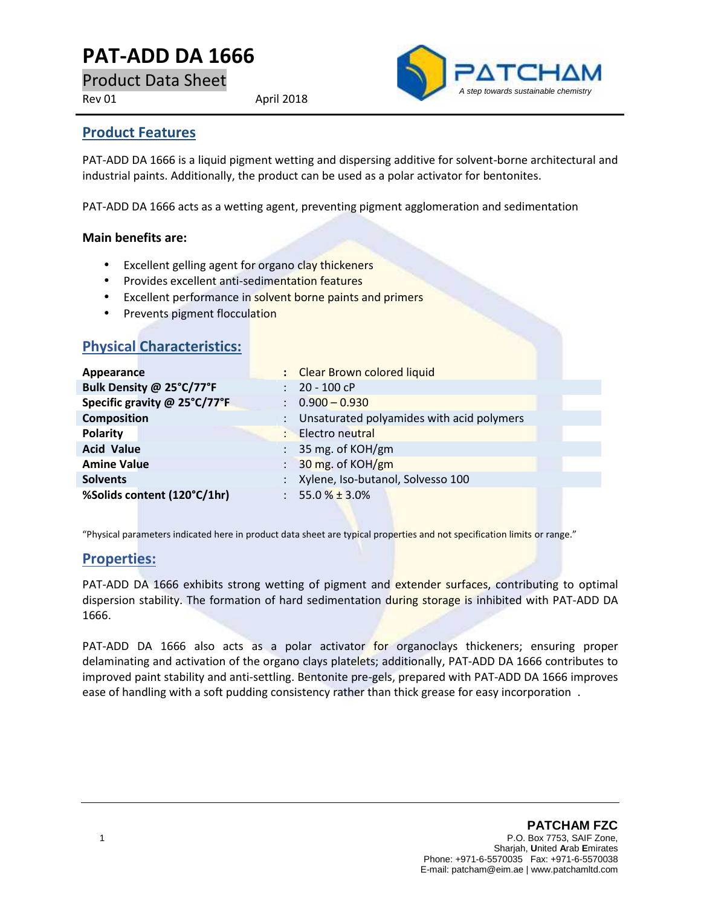# PAT-ADD DA 1666

Product Data Sheet

Rev 01 April 2018

PATCHAM

*A step towards sustainable chemistry*

## Product Features

PAT-ADD DA 1666 is a liquid pigment wetting and dispersing additive for solvent-borne architectural and industrial paints. Additionally, the product can be used as a polar activator for bentonites.

PAT-ADD DA 1666 acts as a wetting agent, preventing pigment agglomeration and sedimentation

**Main benefits are:**

- Excellent gelling agent for organo clay thickeners
- Provides excellent anti-sedimentation features
- Excellent performance in solvent borne paints and primers
- Prevents pigment flocculation

## Physical Characteristics:

| | |
|---|---|
| **Appearance** | Clear Brown colored liquid |
| **Bulk Density @ 25°C/77°F** | 20 - 100 cP |
| **Specific gravity @ 25°C/77°F** | 0.900 – 0.930 |
| **Composition** | Unsaturated polyamides with acid polymers |
| **Polarity** | Electro neutral |
| **Acid Value** | 35 mg. of KOH/gm |
| **Amine Value** | 30 mg. of KOH/gm |
| **Solvents** | Xylene, Iso-butanol, Solvesso 100 |
| **%Solids content (120°C/1hr)** | 55.0 % ± 3.0% |

"Physical parameters indicated here in product data sheet are typical properties and not specification limits or range."

## Properties:

PAT-ADD DA 1666 exhibits strong wetting of pigment and extender surfaces, contributing to optimal dispersion stability. The formation of hard sedimentation during storage is inhibited with PAT-ADD DA 1666.

PAT-ADD DA 1666 also acts as a polar activator for organoclays thickeners; ensuring proper delaminating and activation of the organo clays platelets; additionally, PAT-ADD DA 1666 contributes to improved paint stability and anti-settling. Bentonite pre-gels, prepared with PAT-ADD DA 1666 improves ease of handling with a soft pudding consistency rather than thick grease for easy incorporation .

**PATCHAM FZC**
P.O. Box 7753, SAIF Zone,
Sharjah, **U**nited **A**rab **E**mirates
Phone: +971-6-5570035 Fax: +971-6-5570038
E-mail: patcham@eim.ae | www.patchamltd.com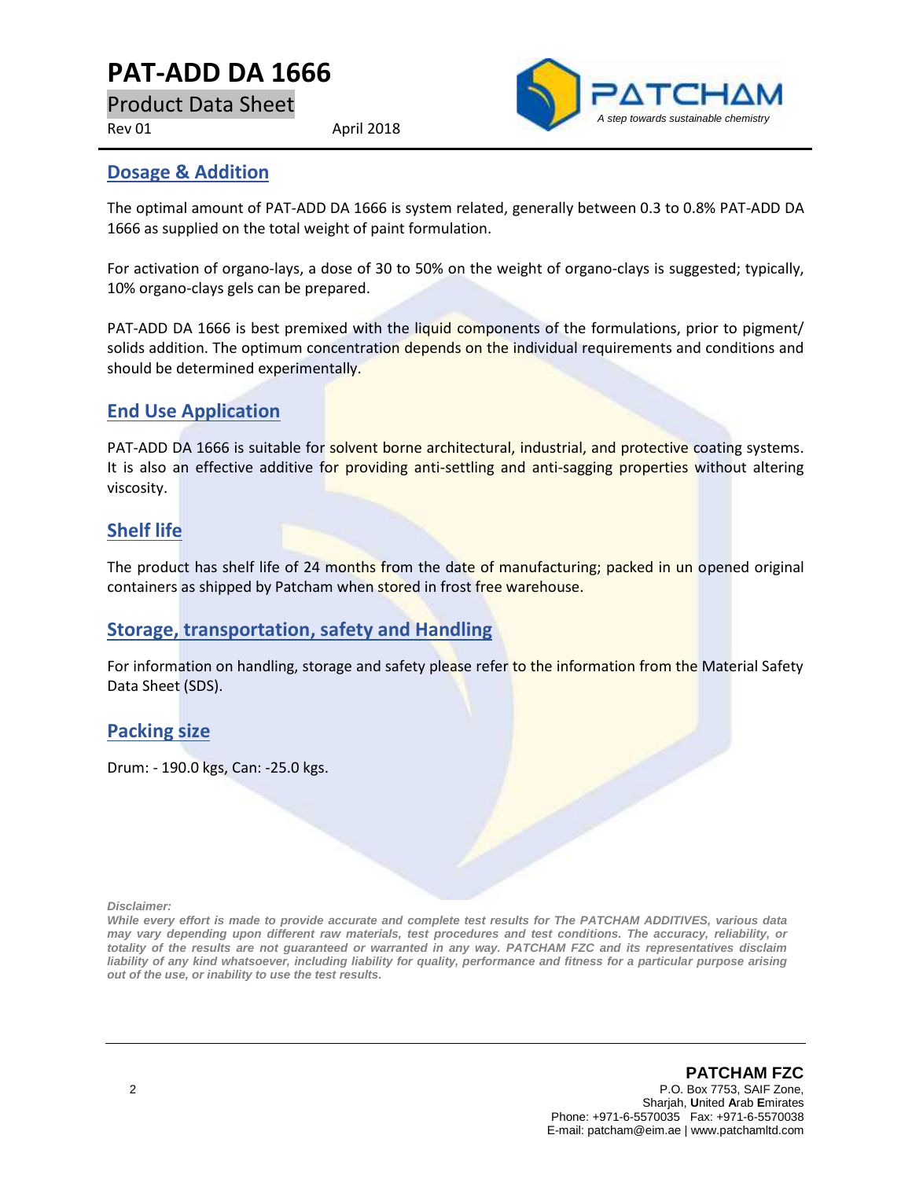## Dosage & Addition

The optimal amount of PAT-ADD DA 1666 is system related, generally between 0.3 to 0.8% PAT-ADD DA 1666 as supplied on the total weight of paint formulation.

For activation of organo-lays, a dose of 30 to 50% on the weight of organo-clays is suggested; typically, 10% organo-clays gels can be prepared.

PAT-ADD DA 1666 is best premixed with the liquid components of the formulations, prior to pigment/ solids addition. The optimum concentration depends on the individual requirements and conditions and should be determined experimentally.

## End Use Application

PAT-ADD DA 1666 is suitable for solvent borne architectural, industrial, and protective coating systems. It is also an effective additive for providing anti-settling and anti-sagging properties without altering viscosity.

## Shelf life

The product has shelf life of 24 months from the date of manufacturing; packed in un opened original containers as shipped by Patcham when stored in frost free warehouse.

## Storage, transportation, safety and Handling

For information on handling, storage and safety please refer to the information from the Material Safety Data Sheet (SDS).

## Packing size

Drum: - 190.0 kgs, Can: -25.0 kgs.

***Disclaimer:***

***While every effort is made to provide accurate and complete test results for The PATCHAM ADDITIVES, various data may vary depending upon different raw materials, test procedures and test conditions. The accuracy, reliability, or totality of the results are not guaranteed or warranted in any way. PATCHAM FZC and its representatives disclaim liability of any kind whatsoever, including liability for quality, performance and fitness for a particular purpose arising out of the use, or inability to use the test results.***

**PATCHAM FZC**
P.O. Box 7753, SAIF Zone,
Sharjah, **U**nited **A**rab **E**mirates
Phone: +971-6-5570035 Fax: +971-6-5570038
E-mail: patcham@eim.ae | www.patchamltd.com